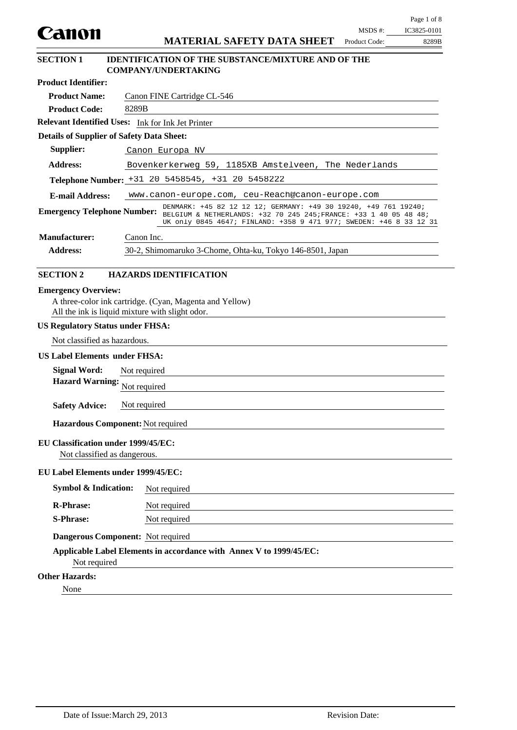**Canon**

# MATERIAL SAFETY DATA SHEET

MSDS #: IC3825-0101
Product Code: 8289B

## SECTION 1 IDENTIFICATION OF THE SUBSTANCE/MIXTURE AND OF THE COMPANY/UNDERTAKING

**Product Identifier:**

**Product Name:** Canon FINE Cartridge CL-546

**Product Code:** 8289B

**Relevant Identified Uses:** Ink for Ink Jet Printer

**Details of Supplier of Safety Data Sheet:**

**Supplier:** Canon Europa NV

**Address:** Bovenkerkerweg 59, 1185XB Amstelveen, The Nederlands

**Telephone Number:** +31 20 5458545, +31 20 5458222

**E-mail Address:** www.canon-europe.com, ceu-Reach@canon-europe.com

**Emergency Telephone Number:** DENMARK: +45 82 12 12 12; GERMANY: +49 30 19240, +49 761 19240; BELGIUM & NETHERLANDS: +32 70 245 245;FRANCE: +33 1 40 05 48 48; UK only 0845 4647; FINLAND: +358 9 471 977; SWEDEN: +46 8 33 12 31

**Manufacturer:** Canon Inc.

**Address:** 30-2, Shimomaruko 3-Chome, Ohta-ku, Tokyo 146-8501, Japan

## SECTION 2 HAZARDS IDENTIFICATION

**Emergency Overview:**

A three-color ink cartridge. (Cyan, Magenta and Yellow)
All the ink is liquid mixture with slight odor.

**US Regulatory Status under FHSA:**

Not classified as hazardous.

**US Label Elements under FHSA:**

**Signal Word:** Not required

**Hazard Warning:** Not required

**Safety Advice:** Not required

**Hazardous Component:** Not required

**EU Classification under 1999/45/EC:**

Not classified as dangerous.

**EU Label Elements under 1999/45/EC:**

**Symbol & Indication:** Not required

**R-Phrase:** Not required

**S-Phrase:** Not required

**Dangerous Component:** Not required

**Applicable Label Elements in accordance with Annex V to 1999/45/EC:**

Not required

**Other Hazards:**

None

Date of Issue: March 29, 2013 Revision Date: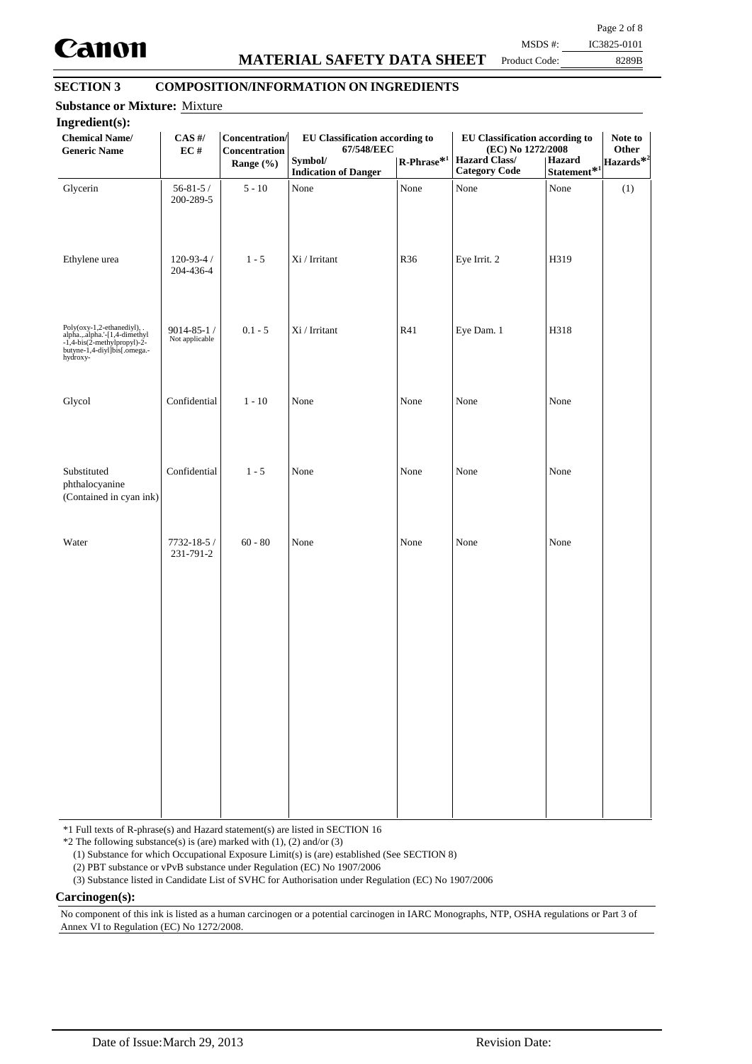## SECTION 3 COMPOSITION/INFORMATION ON INGREDIENTS

**Substance or Mixture:** Mixture

**Ingredient(s):**

| Chemical Name/ Generic Name | CAS #/ EC # | Concentration/ Concentration Range (%) | EU Classification according to 67/548/EEC | | EU Classification according to (EC) No 1272/2008 | | Note to Other Hazards*2 |
|---|---|---|---|---|---|---|---|
| | | | Symbol/ Indication of Danger | R-Phrase*1 | Hazard Class/ Category Code | Hazard Statement*1 | |
| Glycerin | 56-81-5 / 200-289-5 | 5 - 10 | None | None | None | None | (1) |
| Ethylene urea | 120-93-4 / 204-436-4 | 1 - 5 | Xi / Irritant | R36 | Eye Irrit. 2 | H319 | |
| Poly(oxy-1,2-ethanediyl), .alpha.,.alpha.'-[1,4-dimethyl-1,4-bis(2-methylpropyl)-2-butyne-1,4-diyl]bis[.omega.-hydroxy- | 9014-85-1 / Not applicable | 0.1 - 5 | Xi / Irritant | R41 | Eye Dam. 1 | H318 | |
| Glycol | Confidential | 1 - 10 | None | None | None | None | |
| Substituted phthalocyanine (Contained in cyan ink) | Confidential | 1 - 5 | None | None | None | None | |
| Water | 7732-18-5 / 231-791-2 | 60 - 80 | None | None | None | None | |

*1 Full texts of R-phrase(s) and Hazard statement(s) are listed in SECTION 16

*2 The following substance(s) is (are) marked with (1), (2) and/or (3)

(1) Substance for which Occupational Exposure Limit(s) is (are) established (See SECTION 8)

(2) PBT substance or vPvB substance under Regulation (EC) No 1907/2006

(3) Substance listed in Candidate List of SVHC for Authorisation under Regulation (EC) No 1907/2006

**Carcinogen(s):**

No component of this ink is listed as a human carcinogen or a potential carcinogen in IARC Monographs, NTP, OSHA regulations or Part 3 of Annex VI to Regulation (EC) No 1272/2008.

Date of Issue: March 29, 2013 Revision Date: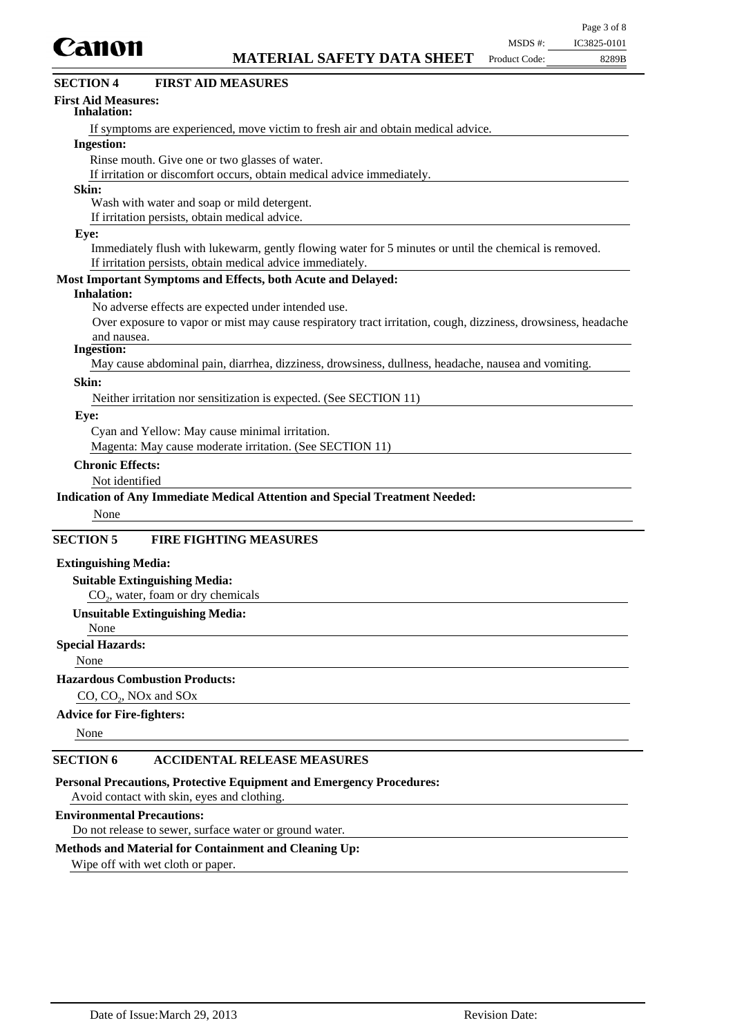## SECTION 4 FIRST AID MEASURES

**First Aid Measures:**

**Inhalation:**

If symptoms are experienced, move victim to fresh air and obtain medical advice.

**Ingestion:**

Rinse mouth. Give one or two glasses of water.
If irritation or discomfort occurs, obtain medical advice immediately.

**Skin:**

Wash with water and soap or mild detergent.
If irritation persists, obtain medical advice.

**Eye:**

Immediately flush with lukewarm, gently flowing water for 5 minutes or until the chemical is removed.
If irritation persists, obtain medical advice immediately.

**Most Important Symptoms and Effects, both Acute and Delayed:**

**Inhalation:**

No adverse effects are expected under intended use.
Over exposure to vapor or mist may cause respiratory tract irritation, cough, dizziness, drowsiness, headache and nausea.

**Ingestion:**

May cause abdominal pain, diarrhea, dizziness, drowsiness, dullness, headache, nausea and vomiting.

**Skin:**

Neither irritation nor sensitization is expected. (See SECTION 11)

**Eye:**

Cyan and Yellow: May cause minimal irritation.
Magenta: May cause moderate irritation. (See SECTION 11)

**Chronic Effects:**

Not identified

**Indication of Any Immediate Medical Attention and Special Treatment Needed:**

None

## SECTION 5 FIRE FIGHTING MEASURES

**Extinguishing Media:**

**Suitable Extinguishing Media:**

$CO_2$, water, foam or dry chemicals

**Unsuitable Extinguishing Media:**

None

**Special Hazards:**

None

**Hazardous Combustion Products:**

CO, $CO_2$, NOx and SOx

**Advice for Fire-fighters:**

None

## SECTION 6 ACCIDENTAL RELEASE MEASURES

**Personal Precautions, Protective Equipment and Emergency Procedures:**

Avoid contact with skin, eyes and clothing.

**Environmental Precautions:**

Do not release to sewer, surface water or ground water.

**Methods and Material for Containment and Cleaning Up:**

Wipe off with wet cloth or paper.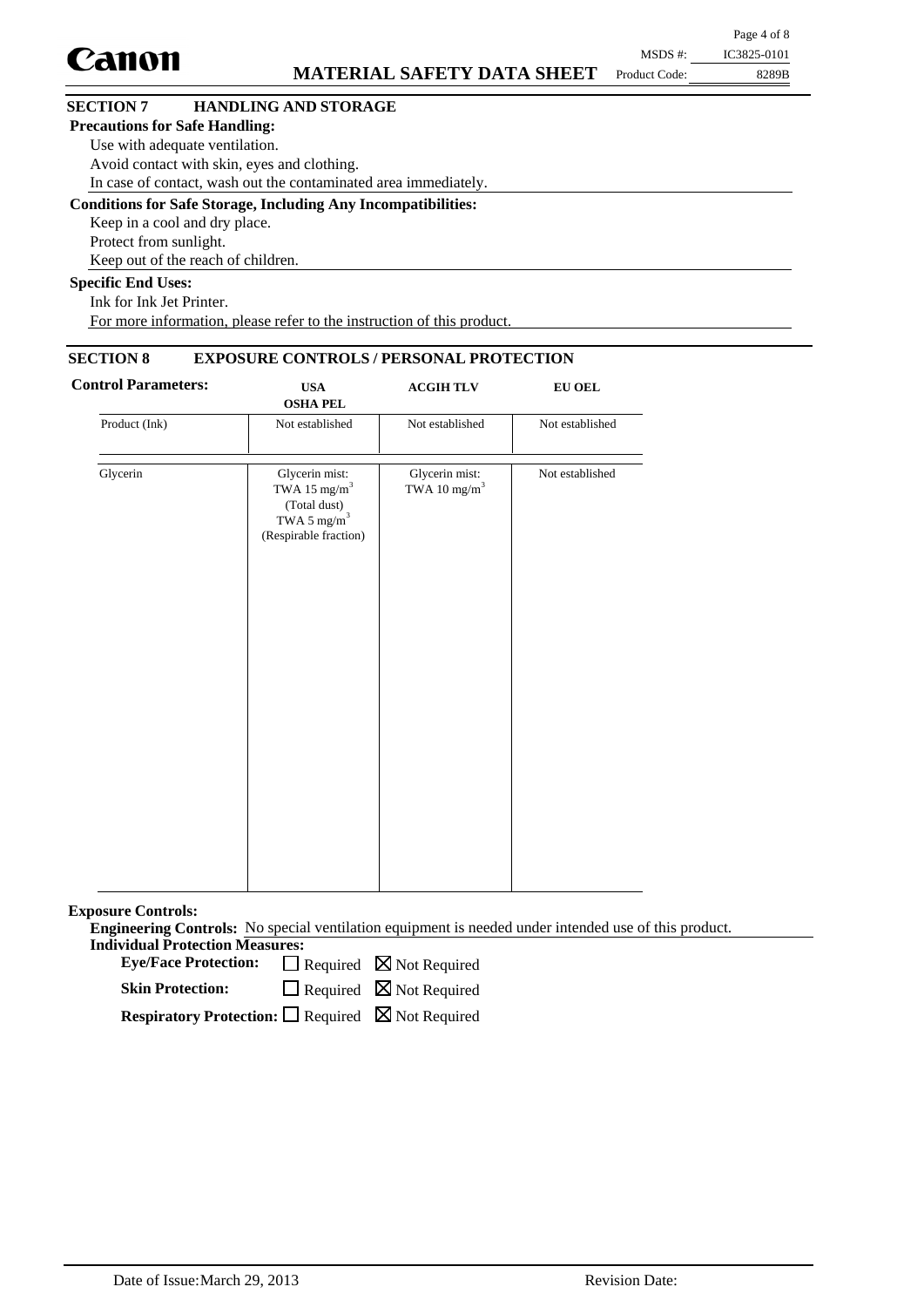## SECTION 7 HANDLING AND STORAGE

**Precautions for Safe Handling:**

Use with adequate ventilation.
Avoid contact with skin, eyes and clothing.
In case of contact, wash out the contaminated area immediately.

**Conditions for Safe Storage, Including Any Incompatibilities:**

Keep in a cool and dry place.
Protect from sunlight.
Keep out of the reach of children.

**Specific End Uses:**

Ink for Ink Jet Printer.
For more information, please refer to the instruction of this product.

## SECTION 8 EXPOSURE CONTROLS / PERSONAL PROTECTION

**Control Parameters:**

| | USA OSHA PEL | ACGIH TLV | EU OEL |
|---|---|---|---|
| Product (Ink) | Not established | Not established | Not established |
| Glycerin | Glycerin mist: TWA 15 mg/m$^3$ (Total dust) TWA 5 mg/m$^3$ (Respirable fraction) | Glycerin mist: TWA 10 mg/m$^3$ | Not established |

**Exposure Controls:**

**Engineering Controls:** No special ventilation equipment is needed under intended use of this product.

**Individual Protection Measures:**

**Eye/Face Protection:** ☐ Required ☒ Not Required

**Skin Protection:** ☐ Required ☒ Not Required

**Respiratory Protection:** ☐ Required ☒ Not Required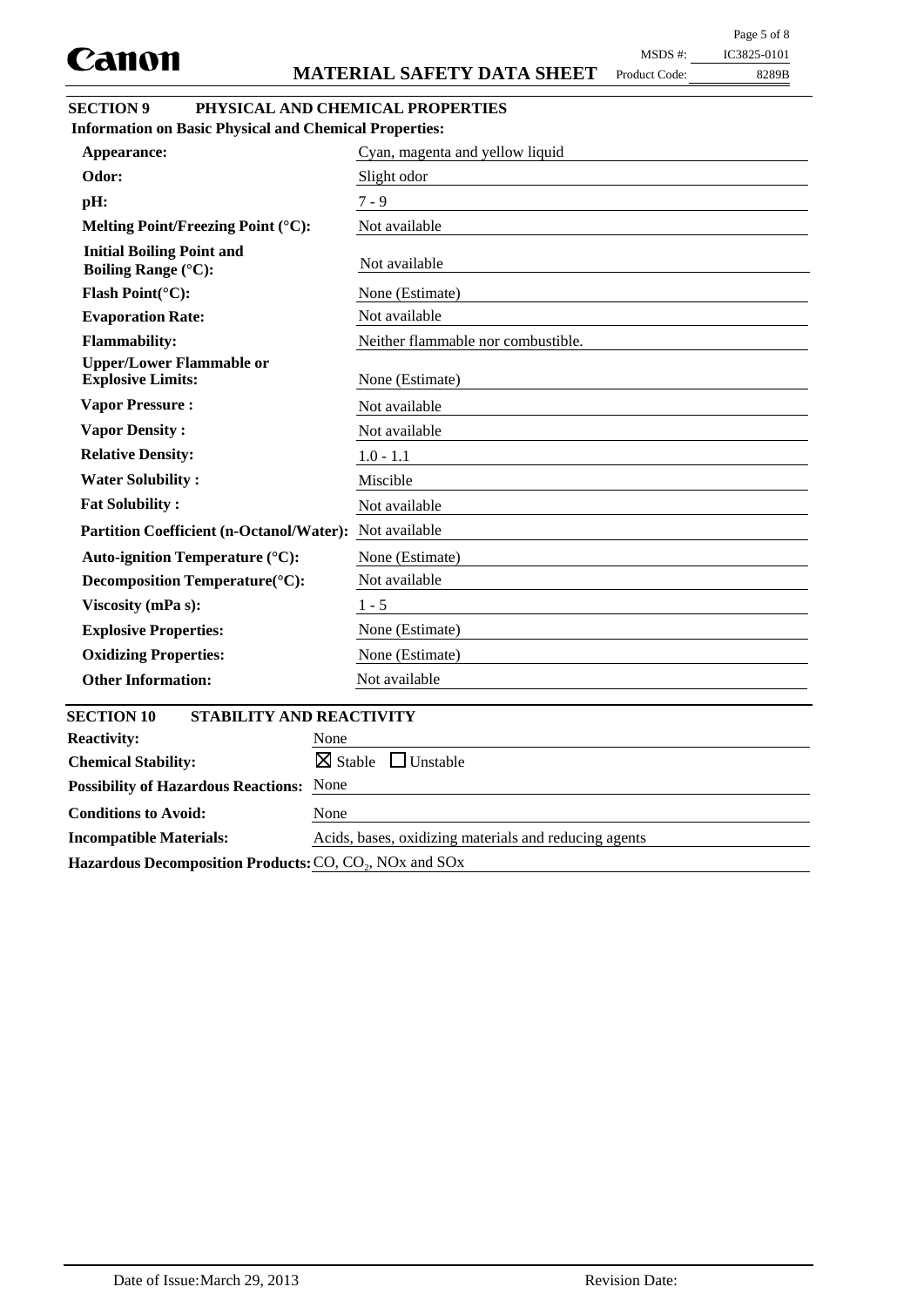## SECTION 9 PHYSICAL AND CHEMICAL PROPERTIES

**Information on Basic Physical and Chemical Properties:**

| Property | Value |
|---|---|
| **Appearance:** | Cyan, magenta and yellow liquid |
| **Odor:** | Slight odor |
| **pH:** | 7 - 9 |
| **Melting Point/Freezing Point (°C):** | Not available |
| **Initial Boiling Point and Boiling Range (°C):** | Not available |
| **Flash Point(°C):** | None (Estimate) |
| **Evaporation Rate:** | Not available |
| **Flammability:** | Neither flammable nor combustible. |
| **Upper/Lower Flammable or Explosive Limits:** | None (Estimate) |
| **Vapor Pressure :** | Not available |
| **Vapor Density :** | Not available |
| **Relative Density:** | 1.0 - 1.1 |
| **Water Solubility :** | Miscible |
| **Fat Solubility :** | Not available |
| **Partition Coefficient (n-Octanol/Water):** | Not available |
| **Auto-ignition Temperature (°C):** | None (Estimate) |
| **Decomposition Temperature(°C):** | Not available |
| **Viscosity (mPa s):** | 1 - 5 |
| **Explosive Properties:** | None (Estimate) |
| **Oxidizing Properties:** | None (Estimate) |
| **Other Information:** | Not available |

## SECTION 10 STABILITY AND REACTIVITY

| Property | Value |
|---|---|
| **Reactivity:** | None |
| **Chemical Stability:** | ☒ Stable ☐ Unstable |
| **Possibility of Hazardous Reactions:** | None |
| **Conditions to Avoid:** | None |
| **Incompatible Materials:** | Acids, bases, oxidizing materials and reducing agents |
| **Hazardous Decomposition Products:** | CO, $CO_2$, NOx and SOx |

Date of Issue: March 29, 2013 Revision Date: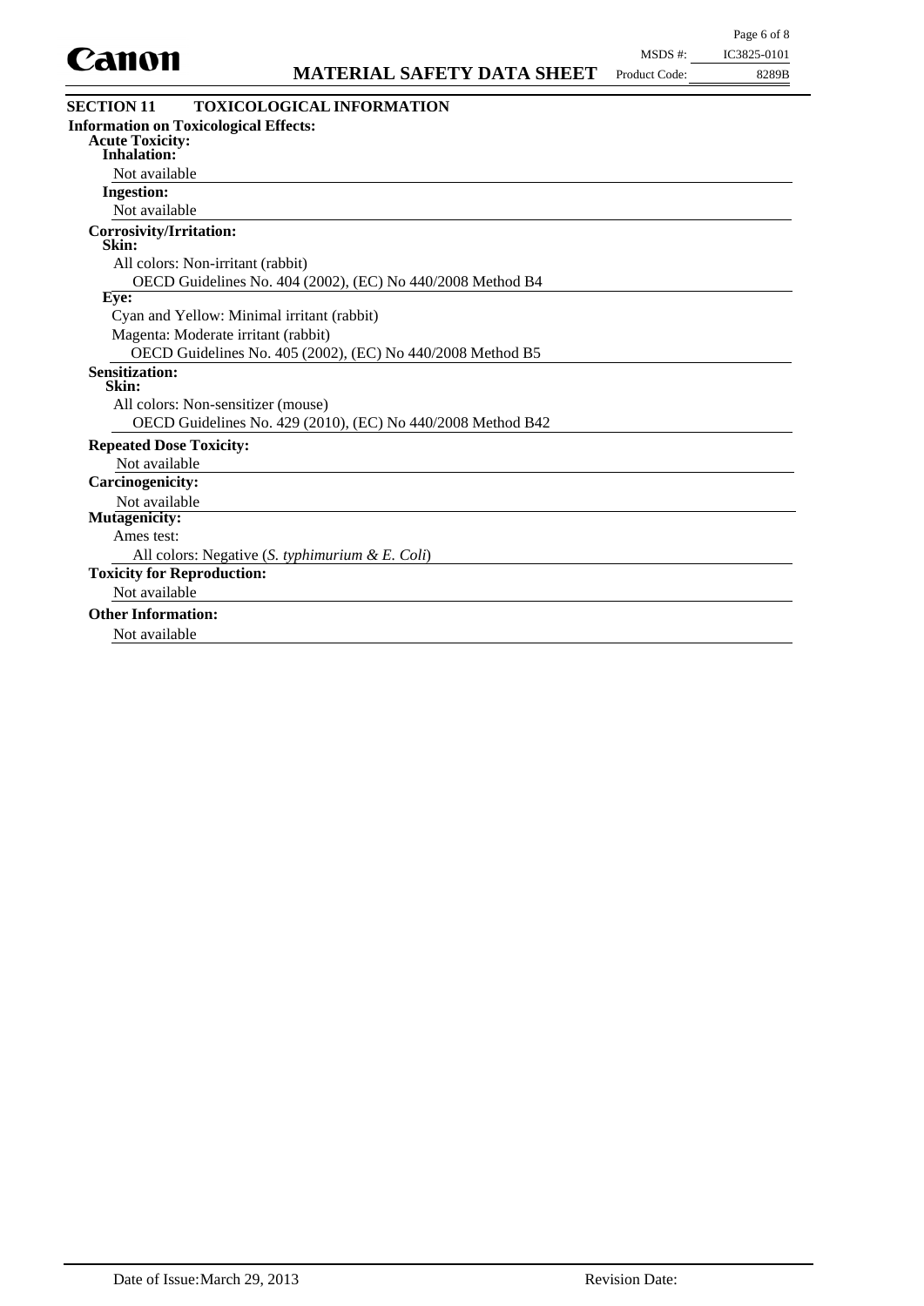## SECTION 11 TOXICOLOGICAL INFORMATION

**Information on Toxicological Effects:**

**Acute Toxicity:**

**Inhalation:**

Not available

**Ingestion:**

Not available

**Corrosivity/Irritation:**

**Skin:**

All colors: Non-irritant (rabbit)

OECD Guidelines No. 404 (2002), (EC) No 440/2008 Method B4

**Eye:**

Cyan and Yellow: Minimal irritant (rabbit)

Magenta: Moderate irritant (rabbit)

OECD Guidelines No. 405 (2002), (EC) No 440/2008 Method B5

**Sensitization:**

**Skin:**

All colors: Non-sensitizer (mouse)

OECD Guidelines No. 429 (2010), (EC) No 440/2008 Method B42

**Repeated Dose Toxicity:**

Not available

**Carcinogenicity:**

Not available

**Mutagenicity:**

Ames test:

All colors: Negative (*S. typhimurium & E. Coli*)

**Toxicity for Reproduction:**

Not available

**Other Information:**

Not available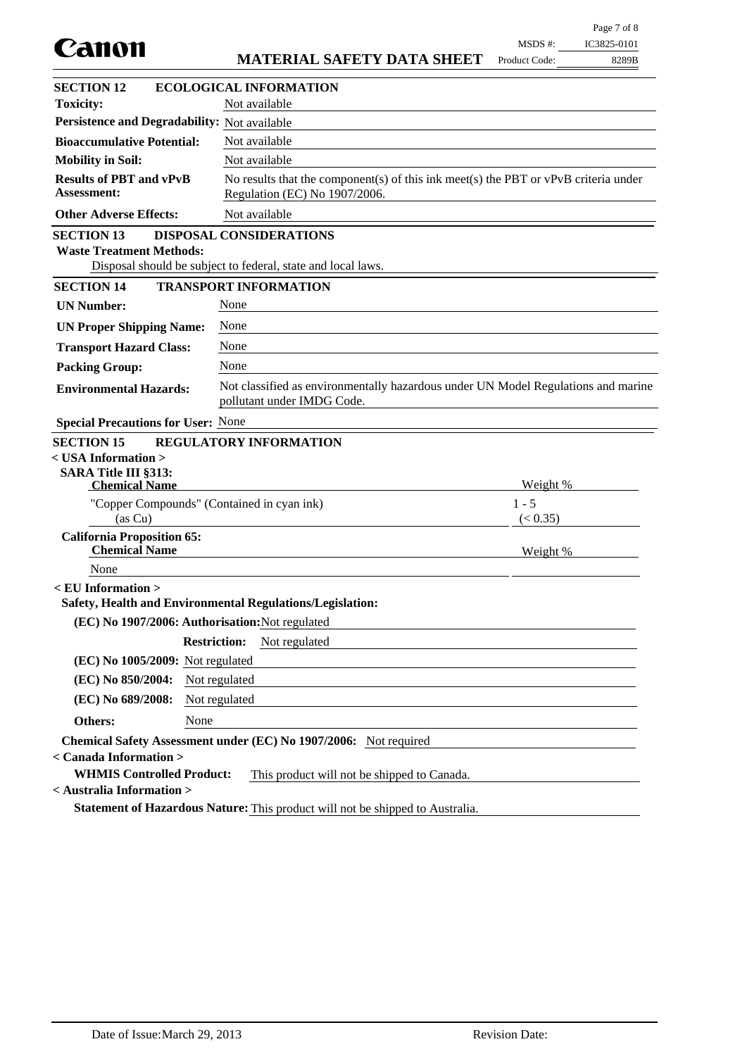## SECTION 12 ECOLOGICAL INFORMATION

**Toxicity:** Not available

**Persistence and Degradability:** Not available

**Bioaccumulative Potential:** Not available

**Mobility in Soil:** Not available

**Results of PBT and vPvB Assessment:** No results that the component(s) of this ink meet(s) the PBT or vPvB criteria under Regulation (EC) No 1907/2006.

**Other Adverse Effects:** Not available

## SECTION 13 DISPOSAL CONSIDERATIONS

**Waste Treatment Methods:**

Disposal should be subject to federal, state and local laws.

## SECTION 14 TRANSPORT INFORMATION

**UN Number:** None

**UN Proper Shipping Name:** None

**Transport Hazard Class:** None

**Packing Group:** None

**Environmental Hazards:** Not classified as environmentally hazardous under UN Model Regulations and marine pollutant under IMDG Code.

**Special Precautions for User:** None

## SECTION 15 REGULATORY INFORMATION

**< USA Information >**

**SARA Title III §313:**

| Chemical Name | Weight % |
|---|---|
| "Copper Compounds" (Contained in cyan ink) (as Cu) | 1 - 5 (< 0.35) |

**California Proposition 65:**

| Chemical Name | Weight % |
|---|---|
| None | |

**< EU Information >**

**Safety, Health and Environmental Regulations/Legislation:**

**(EC) No 1907/2006: Authorisation:** Not regulated

**Restriction:** Not regulated

**(EC) No 1005/2009:** Not regulated

**(EC) No 850/2004:** Not regulated

**(EC) No 689/2008:** Not regulated

**Others:** None

**Chemical Safety Assessment under (EC) No 1907/2006:** Not required

**< Canada Information >**

**WHMIS Controlled Product:** This product will not be shipped to Canada.

**< Australia Information >**

**Statement of Hazardous Nature:** This product will not be shipped to Australia.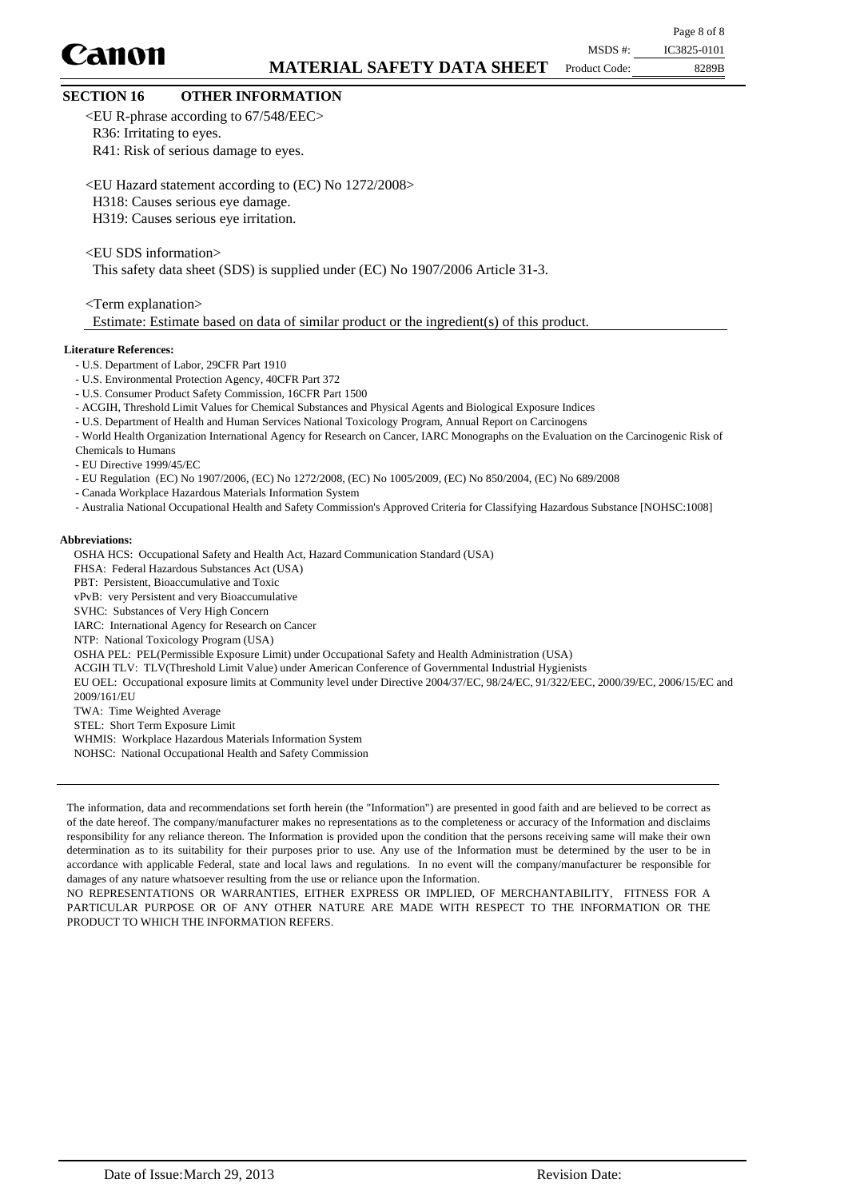## SECTION 16 OTHER INFORMATION

<EU R-phrase according to 67/548/EEC>
R36: Irritating to eyes.
R41: Risk of serious damage to eyes.

<EU Hazard statement according to (EC) No 1272/2008>
H318: Causes serious eye damage.
H319: Causes serious eye irritation.

<EU SDS information>
This safety data sheet (SDS) is supplied under (EC) No 1907/2006 Article 31-3.

<Term explanation>
Estimate: Estimate based on data of similar product or the ingredient(s) of this product.

**Literature References:**

- U.S. Department of Labor, 29CFR Part 1910
- U.S. Environmental Protection Agency, 40CFR Part 372
- U.S. Consumer Product Safety Commission, 16CFR Part 1500
- ACGIH, Threshold Limit Values for Chemical Substances and Physical Agents and Biological Exposure Indices
- U.S. Department of Health and Human Services National Toxicology Program, Annual Report on Carcinogens
- World Health Organization International Agency for Research on Cancer, IARC Monographs on the Evaluation on the Carcinogenic Risk of Chemicals to Humans
- EU Directive 1999/45/EC
- EU Regulation (EC) No 1907/2006, (EC) No 1272/2008, (EC) No 1005/2009, (EC) No 850/2004, (EC) No 689/2008
- Canada Workplace Hazardous Materials Information System
- Australia National Occupational Health and Safety Commission's Approved Criteria for Classifying Hazardous Substance [NOHSC:1008]

**Abbreviations:**

OSHA HCS: Occupational Safety and Health Act, Hazard Communication Standard (USA)
FHSA: Federal Hazardous Substances Act (USA)
PBT: Persistent, Bioaccumulative and Toxic
vPvB: very Persistent and very Bioaccumulative
SVHC: Substances of Very High Concern
IARC: International Agency for Research on Cancer
NTP: National Toxicology Program (USA)
OSHA PEL: PEL(Permissible Exposure Limit) under Occupational Safety and Health Administration (USA)
ACGIH TLV: TLV(Threshold Limit Value) under American Conference of Governmental Industrial Hygienists
EU OEL: Occupational exposure limits at Community level under Directive 2004/37/EC, 98/24/EC, 91/322/EEC, 2000/39/EC, 2006/15/EC and 2009/161/EU
TWA: Time Weighted Average
STEL: Short Term Exposure Limit
WHMIS: Workplace Hazardous Materials Information System
NOHSC: National Occupational Health and Safety Commission

---

The information, data and recommendations set forth herein (the "Information") are presented in good faith and are believed to be correct as of the date hereof. The company/manufacturer makes no representations as to the completeness or accuracy of the Information and disclaims responsibility for any reliance thereon. The Information is provided upon the condition that the persons receiving same will make their own determination as to its suitability for their purposes prior to use. Any use of the Information must be determined by the user to be in accordance with applicable Federal, state and local laws and regulations. In no event will the company/manufacturer be responsible for damages of any nature whatsoever resulting from the use or reliance upon the Information.
NO REPRESENTATIONS OR WARRANTIES, EITHER EXPRESS OR IMPLIED, OF MERCHANTABILITY, FITNESS FOR A PARTICULAR PURPOSE OR OF ANY OTHER NATURE ARE MADE WITH RESPECT TO THE INFORMATION OR THE PRODUCT TO WHICH THE INFORMATION REFERS.